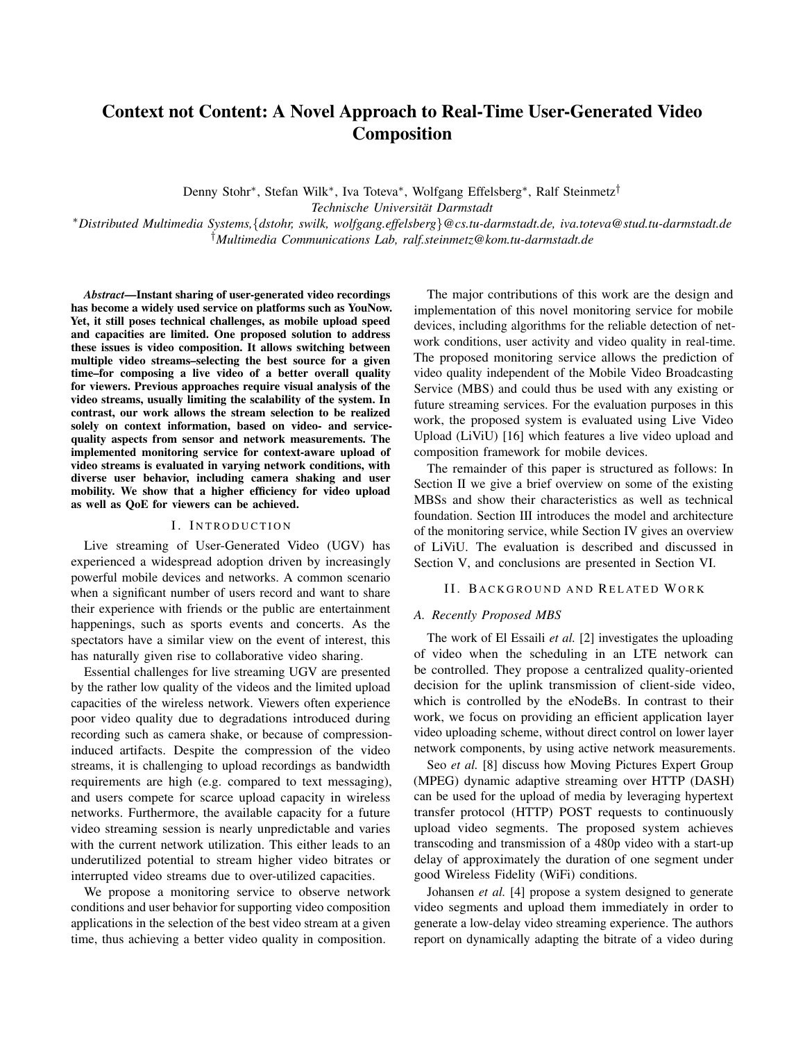# Context not Content: A Novel Approach to Real-Time User-Generated Video Composition

Denny Stohr*, Stefan Wilk*, Iva Toteva*, Wolfgang Effelsberg*, Ralf Steinmetz†

*Technische Universität Darmstadt*

*Distributed Multimedia Systems,{dstohr, swilk, wolfgang.effelsberg}@cs.tu-darmstadt.de, iva.toteva@stud.tu-darmstadt.de*

†*Multimedia Communications Lab, ralf.steinmetz@kom.tu-darmstadt.de*

***Abstract*—Instant sharing of user-generated video recordings has become a widely used service on platforms such as YouNow. Yet, it still poses technical challenges, as mobile upload speed and capacities are limited. One proposed solution to address these issues is video composition. It allows switching between multiple video streams–selecting the best source for a given time–for composing a live video of a better overall quality for viewers. Previous approaches require visual analysis of the video streams, usually limiting the scalability of the system. In contrast, our work allows the stream selection to be realized solely on context information, based on video- and service-quality aspects from sensor and network measurements. The implemented monitoring service for context-aware upload of video streams is evaluated in varying network conditions, with diverse user behavior, including camera shaking and user mobility. We show that a higher efficiency for video upload as well as QoE for viewers can be achieved.**

## I. Introduction

Live streaming of User-Generated Video (UGV) has experienced a widespread adoption driven by increasingly powerful mobile devices and networks. A common scenario when a significant number of users record and want to share their experience with friends or the public are entertainment happenings, such as sports events and concerts. As the spectators have a similar view on the event of interest, this has naturally given rise to collaborative video sharing.

Essential challenges for live streaming UGV are presented by the rather low quality of the videos and the limited upload capacities of the wireless network. Viewers often experience poor video quality due to degradations introduced during recording such as camera shake, or because of compression-induced artifacts. Despite the compression of the video streams, it is challenging to upload recordings as bandwidth requirements are high (e.g. compared to text messaging), and users compete for scarce upload capacity in wireless networks. Furthermore, the available capacity for a future video streaming session is nearly unpredictable and varies with the current network utilization. This either leads to an underutilized potential to stream higher video bitrates or interrupted video streams due to over-utilized capacities.

We propose a monitoring service to observe network conditions and user behavior for supporting video composition applications in the selection of the best video stream at a given time, thus achieving a better video quality in composition.

The major contributions of this work are the design and implementation of this novel monitoring service for mobile devices, including algorithms for the reliable detection of network conditions, user activity and video quality in real-time. The proposed monitoring service allows the prediction of video quality independent of the Mobile Video Broadcasting Service (MBS) and could thus be used with any existing or future streaming services. For the evaluation purposes in this work, the proposed system is evaluated using Live Video Upload (LiViU) [16] which features a live video upload and composition framework for mobile devices.

The remainder of this paper is structured as follows: In Section II we give a brief overview on some of the existing MBSs and show their characteristics as well as technical foundation. Section III introduces the model and architecture of the monitoring service, while Section IV gives an overview of LiViU. The evaluation is described and discussed in Section V, and conclusions are presented in Section VI.

## II. Background and Related Work

### A. Recently Proposed MBS

The work of El Essaili *et al.* [2] investigates the uploading of video when the scheduling in an LTE network can be controlled. They propose a centralized quality-oriented decision for the uplink transmission of client-side video, which is controlled by the eNodeBs. In contrast to their work, we focus on providing an efficient application layer video uploading scheme, without direct control on lower layer network components, by using active network measurements.

Seo *et al.* [8] discuss how Moving Pictures Expert Group (MPEG) dynamic adaptive streaming over HTTP (DASH) can be used for the upload of media by leveraging hypertext transfer protocol (HTTP) POST requests to continuously upload video segments. The proposed system achieves transcoding and transmission of a 480p video with a start-up delay of approximately the duration of one segment under good Wireless Fidelity (WiFi) conditions.

Johansen *et al.* [4] propose a system designed to generate video segments and upload them immediately in order to generate a low-delay video streaming experience. The authors report on dynamically adapting the bitrate of a video during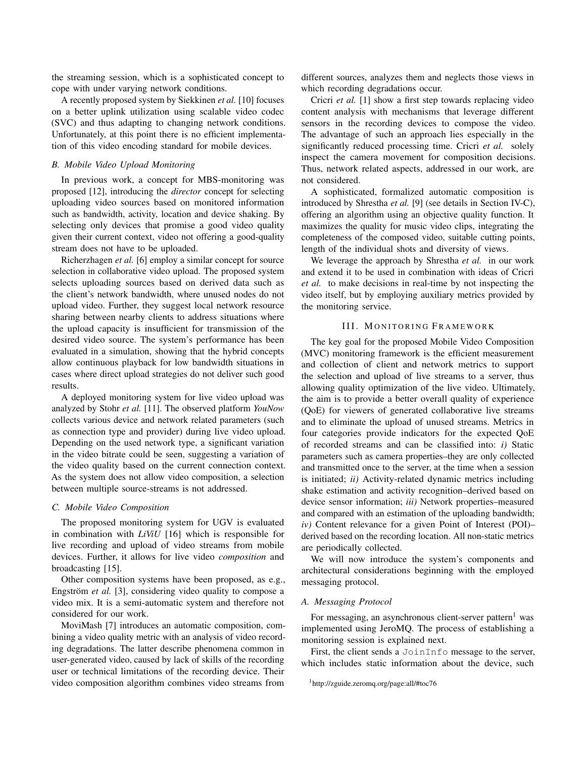the streaming session, which is a sophisticated concept to cope with under varying network conditions.

A recently proposed system by Siekkinen *et al.* [10] focuses on a better uplink utilization using scalable video codec (SVC) and thus adapting to changing network conditions. Unfortunately, at this point there is no efficient implementation of this video encoding standard for mobile devices.

### B. Mobile Video Upload Monitoring

In previous work, a concept for MBS-monitoring was proposed [12], introducing the *director* concept for selecting uploading video sources based on monitored information such as bandwidth, activity, location and device shaking. By selecting only devices that promise a good video quality given their current context, video not offering a good-quality stream does not have to be uploaded.

Richerzhagen *et al.* [6] employ a similar concept for source selection in collaborative video upload. The proposed system selects uploading sources based on derived data such as the client's network bandwidth, where unused nodes do not upload video. Further, they suggest local network resource sharing between nearby clients to address situations where the upload capacity is insufficient for transmission of the desired video source. The system's performance has been evaluated in a simulation, showing that the hybrid concepts allow continuous playback for low bandwidth situations in cases where direct upload strategies do not deliver such good results.

A deployed monitoring system for live video upload was analyzed by Stohr *et al.* [11]. The observed platform *YouNow* collects various device and network related parameters (such as connection type and provider) during live video upload. Depending on the used network type, a significant variation in the video bitrate could be seen, suggesting a variation of the video quality based on the current connection context. As the system does not allow video composition, a selection between multiple source-streams is not addressed.

### C. Mobile Video Composition

The proposed monitoring system for UGV is evaluated in combination with *LiViU* [16] which is responsible for live recording and upload of video streams from mobile devices. Further, it allows for live video *composition* and broadcasting [15].

Other composition systems have been proposed, as e.g., Engström *et al.* [3], considering video quality to compose a video mix. It is a semi-automatic system and therefore not considered for our work.

MoviMash [7] introduces an automatic composition, combining a video quality metric with an analysis of video recording degradations. The latter describe phenomena common in user-generated video, caused by lack of skills of the recording user or technical limitations of the recording device. Their video composition algorithm combines video streams from different sources, analyzes them and neglects those views in which recording degradations occur.

Cricri *et al.* [1] show a first step towards replacing video content analysis with mechanisms that leverage different sensors in the recording devices to compose the video. The advantage of such an approach lies especially in the significantly reduced processing time. Cricri *et al.* solely inspect the camera movement for composition decisions. Thus, network related aspects, addressed in our work, are not considered.

A sophisticated, formalized automatic composition is introduced by Shrestha *et al.* [9] (see details in Section IV-C), offering an algorithm using an objective quality function. It maximizes the quality for music video clips, integrating the completeness of the composed video, suitable cutting points, length of the individual shots and diversity of views.

We leverage the approach by Shrestha *et al.* in our work and extend it to be used in combination with ideas of Cricri *et al.* to make decisions in real-time by not inspecting the video itself, but by employing auxiliary metrics provided by the monitoring service.

## III. Monitoring Framework

The key goal for the proposed Mobile Video Composition (MVC) monitoring framework is the efficient measurement and collection of client and network metrics to support the selection and upload of live streams to a server, thus allowing quality optimization of the live video. Ultimately, the aim is to provide a better overall quality of experience (QoE) for viewers of generated collaborative live streams and to eliminate the upload of unused streams. Metrics in four categories provide indicators for the expected QoE of recorded streams and can be classified into: *i)* Static parameters such as camera properties–they are only collected and transmitted once to the server, at the time when a session is initiated; *ii)* Activity-related dynamic metrics including shake estimation and activity recognition–derived based on device sensor information; *iii)* Network properties–measured and compared with an estimation of the uploading bandwidth; *iv)* Content relevance for a given Point of Interest (POI)–derived based on the recording location. All non-static metrics are periodically collected.

We will now introduce the system's components and architectural considerations beginning with the employed messaging protocol.

### A. Messaging Protocol

For messaging, an asynchronous client-server pattern[1] was implemented using JeroMQ. The process of establishing a monitoring session is explained next.

First, the client sends a `JoinInfo` message to the server, which includes static information about the device, such

[1] http://zguide.zeromq.org/page:all/#toc76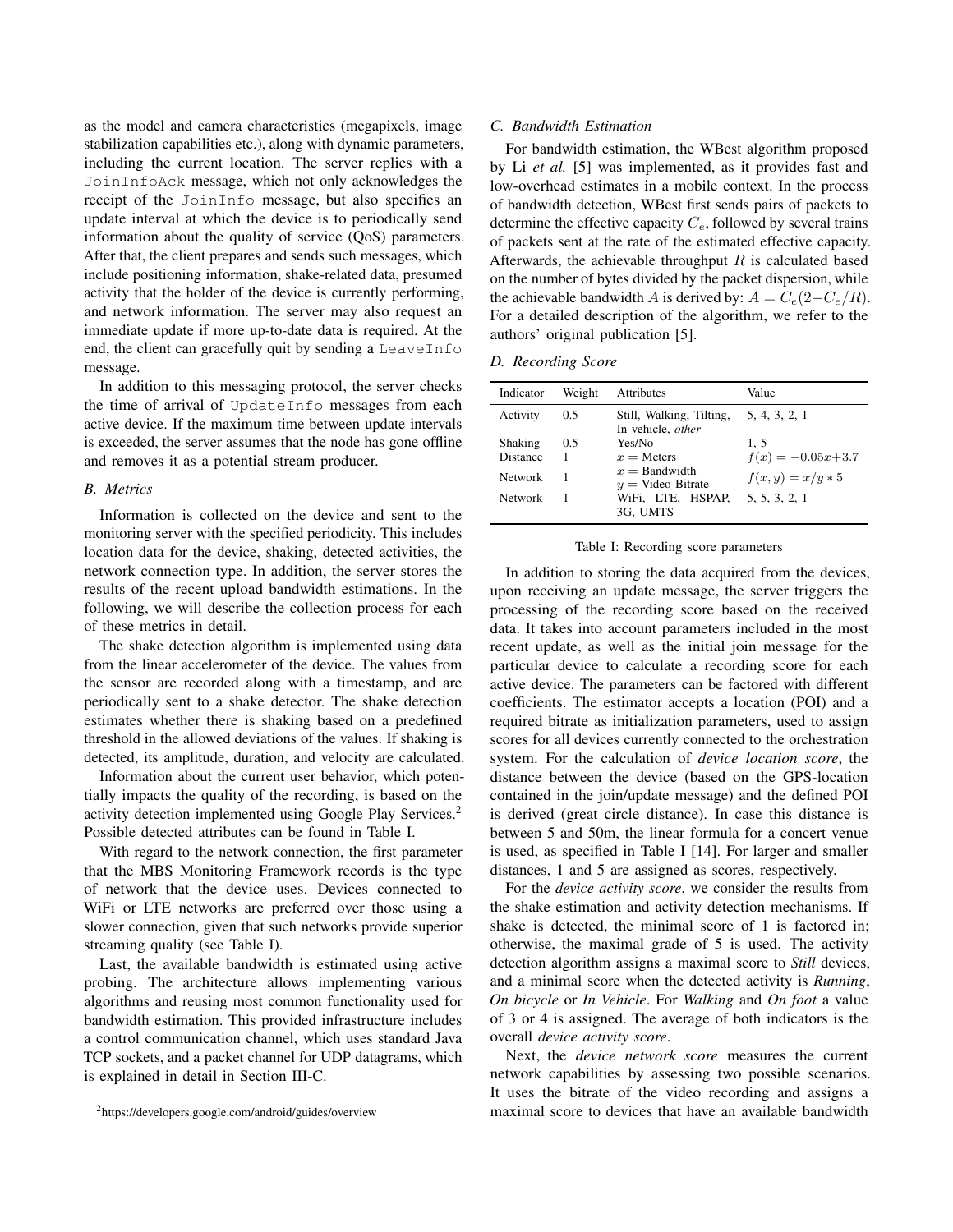as the model and camera characteristics (megapixels, image stabilization capabilities etc.), along with dynamic parameters, including the current location. The server replies with a `JoinInfoAck` message, which not only acknowledges the receipt of the `JoinInfo` message, but also specifies an update interval at which the device is to periodically send information about the quality of service (QoS) parameters. After that, the client prepares and sends such messages, which include positioning information, shake-related data, presumed activity that the holder of the device is currently performing, and network information. The server may also request an immediate update if more up-to-date data is required. At the end, the client can gracefully quit by sending a `LeaveInfo` message.

In addition to this messaging protocol, the server checks the time of arrival of `UpdateInfo` messages from each active device. If the maximum time between update intervals is exceeded, the server assumes that the node has gone offline and removes it as a potential stream producer.

### B. Metrics

Information is collected on the device and sent to the monitoring server with the specified periodicity. This includes location data for the device, shaking, detected activities, the network connection type. In addition, the server stores the results of the recent upload bandwidth estimations. In the following, we will describe the collection process for each of these metrics in detail.

The shake detection algorithm is implemented using data from the linear accelerometer of the device. The values from the sensor are recorded along with a timestamp, and are periodically sent to a shake detector. The shake detection estimates whether there is shaking based on a predefined threshold in the allowed deviations of the values. If shaking is detected, its amplitude, duration, and velocity are calculated.

Information about the current user behavior, which potentially impacts the quality of the recording, is based on the activity detection implemented using Google Play Services.[2] Possible detected attributes can be found in Table I.

With regard to the network connection, the first parameter that the MBS Monitoring Framework records is the type of network that the device uses. Devices connected to WiFi or LTE networks are preferred over those using a slower connection, given that such networks provide superior streaming quality (see Table I).

Last, the available bandwidth is estimated using active probing. The architecture allows implementing various algorithms and reusing most common functionality used for bandwidth estimation. This provided infrastructure includes a control communication channel, which uses standard Java TCP sockets, and a packet channel for UDP datagrams, which is explained in detail in Section III-C.

[2] https://developers.google.com/android/guides/overview

### C. Bandwidth Estimation

For bandwidth estimation, the WBest algorithm proposed by Li *et al.* [5] was implemented, as it provides fast and low-overhead estimates in a mobile context. In the process of bandwidth detection, WBest first sends pairs of packets to determine the effective capacity $C_e$, followed by several trains of packets sent at the rate of the estimated effective capacity. Afterwards, the achievable throughput $R$ is calculated based on the number of bytes divided by the packet dispersion, while the achievable bandwidth $A$ is derived by: $A = C_e(2 - C_e/R)$. For a detailed description of the algorithm, we refer to the authors' original publication [5].

### D. Recording Score

| Indicator | Weight | Attributes | Value |
|---|---|---|---|
| Activity | 0.5 | Still, Walking, Tilting, In vehicle, *other* | 5, 4, 3, 2, 1 |
| Shaking | 0.5 | Yes/No | 1, 5 |
| Distance | 1 | $x$ = Meters | $f(x) = -0.05x + 3.7$ |
| Network | 1 | $x$ = Bandwidth $y$ = Video Bitrate | $f(x, y) = x/y * 5$ |
| Network | 1 | WiFi, LTE, HSPAP, 3G, UMTS | 5, 5, 3, 2, 1 |

Table I: Recording score parameters

In addition to storing the data acquired from the devices, upon receiving an update message, the server triggers the processing of the recording score based on the received data. It takes into account parameters included in the most recent update, as well as the initial join message for the particular device to calculate a recording score for each active device. The parameters can be factored with different coefficients. The estimator accepts a location (POI) and a required bitrate as initialization parameters, used to assign scores for all devices currently connected to the orchestration system. For the calculation of *device location score*, the distance between the device (based on the GPS-location contained in the join/update message) and the defined POI is derived (great circle distance). In case this distance is between 5 and 50m, the linear formula for a concert venue is used, as specified in Table I [14]. For larger and smaller distances, 1 and 5 are assigned as scores, respectively.

For the *device activity score*, we consider the results from the shake estimation and activity detection mechanisms. If shake is detected, the minimal score of 1 is factored in; otherwise, the maximal grade of 5 is used. The activity detection algorithm assigns a maximal score to *Still* devices, and a minimal score when the detected activity is *Running*, *On bicycle* or *In Vehicle*. For *Walking* and *On foot* a value of 3 or 4 is assigned. The average of both indicators is the overall *device activity score*.

Next, the *device network score* measures the current network capabilities by assessing two possible scenarios. It uses the bitrate of the video recording and assigns a maximal score to devices that have an available bandwidth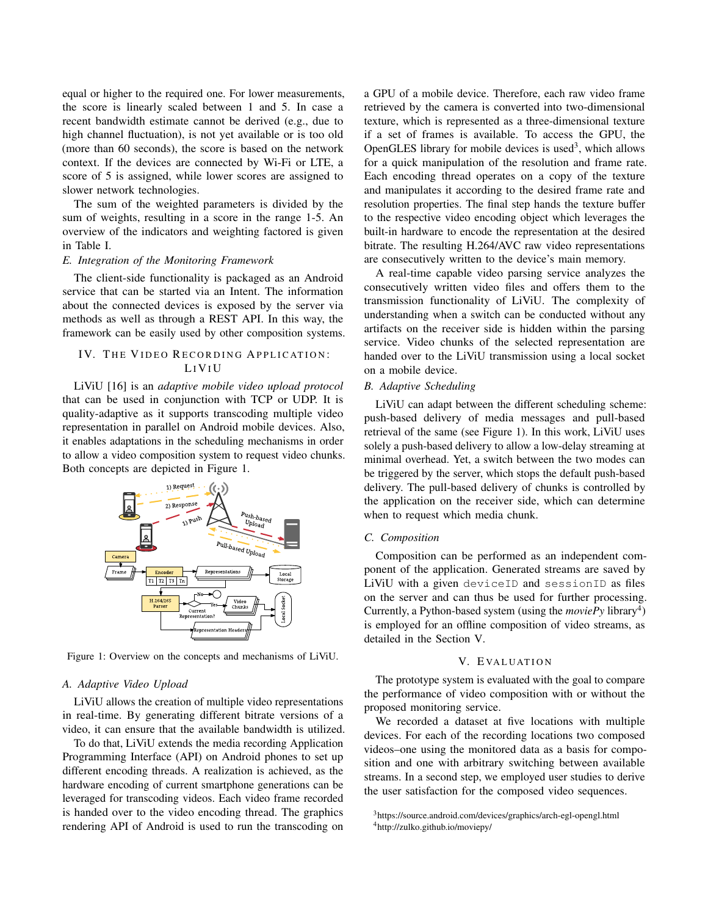equal or higher to the required one. For lower measurements, the score is linearly scaled between 1 and 5. In case a recent bandwidth estimate cannot be derived (e.g., due to high channel fluctuation), is not yet available or is too old (more than 60 seconds), the score is based on the network context. If the devices are connected by Wi-Fi or LTE, a score of 5 is assigned, while lower scores are assigned to slower network technologies.

The sum of the weighted parameters is divided by the sum of weights, resulting in a score in the range 1-5. An overview of the indicators and weighting factored is given in Table I.

### *E. Integration of the Monitoring Framework*

The client-side functionality is packaged as an Android service that can be started via an Intent. The information about the connected devices is exposed by the server via methods as well as through a REST API. In this way, the framework can be easily used by other composition systems.

## IV. The Video Recording Application: LiViU

LiViU [16] is an *adaptive mobile video upload protocol* that can be used in conjunction with TCP or UDP. It is quality-adaptive as it supports transcoding multiple video representation in parallel on Android mobile devices. Also, it enables adaptations in the scheduling mechanisms in order to allow a video composition system to request video chunks. Both concepts are depicted in Figure 1.

Figure 1: Overview on the concepts and mechanisms of LiViU.

### *A. Adaptive Video Upload*

LiViU allows the creation of multiple video representations in real-time. By generating different bitrate versions of a video, it can ensure that the available bandwidth is utilized.

To do that, LiViU extends the media recording Application Programming Interface (API) on Android phones to set up different encoding threads. A realization is achieved, as the hardware encoding of current smartphone generations can be leveraged for transcoding videos. Each video frame recorded is handed over to the video encoding thread. The graphics rendering API of Android is used to run the transcoding on a GPU of a mobile device. Therefore, each raw video frame retrieved by the camera is converted into two-dimensional texture, which is represented as a three-dimensional texture if a set of frames is available. To access the GPU, the OpenGLES library for mobile devices is used[3], which allows for a quick manipulation of the resolution and frame rate. Each encoding thread operates on a copy of the texture and manipulates it according to the desired frame rate and resolution properties. The final step hands the texture buffer to the respective video encoding object which leverages the built-in hardware to encode the representation at the desired bitrate. The resulting H.264/AVC raw video representations are consecutively written to the device's main memory.

A real-time capable video parsing service analyzes the consecutively written video files and offers them to the transmission functionality of LiViU. The complexity of understanding when a switch can be conducted without any artifacts on the receiver side is hidden within the parsing service. Video chunks of the selected representation are handed over to the LiViU transmission using a local socket on a mobile device.

### *B. Adaptive Scheduling*

LiViU can adapt between the different scheduling scheme: push-based delivery of media messages and pull-based retrieval of the same (see Figure 1). In this work, LiViU uses solely a push-based delivery to allow a low-delay streaming at minimal overhead. Yet, a switch between the two modes can be triggered by the server, which stops the default push-based delivery. The pull-based delivery of chunks is controlled by the application on the receiver side, which can determine when to request which media chunk.

### *C. Composition*

Composition can be performed as an independent component of the application. Generated streams are saved by LiViU with a given `deviceID` and `sessionID` as files on the server and can thus be used for further processing. Currently, a Python-based system (using the *moviePy* library[4]) is employed for an offline composition of video streams, as detailed in the Section V.

## V. Evaluation

The prototype system is evaluated with the goal to compare the performance of video composition with or without the proposed monitoring service.

We recorded a dataset at five locations with multiple devices. For each of the recording locations two composed videos–one using the monitored data as a basis for composition and one with arbitrary switching between available streams. In a second step, we employed user studies to derive the user satisfaction for the composed video sequences.

[3]https://source.android.com/devices/graphics/arch-egl-opengl.html
[4]http://zulko.github.io/moviepy/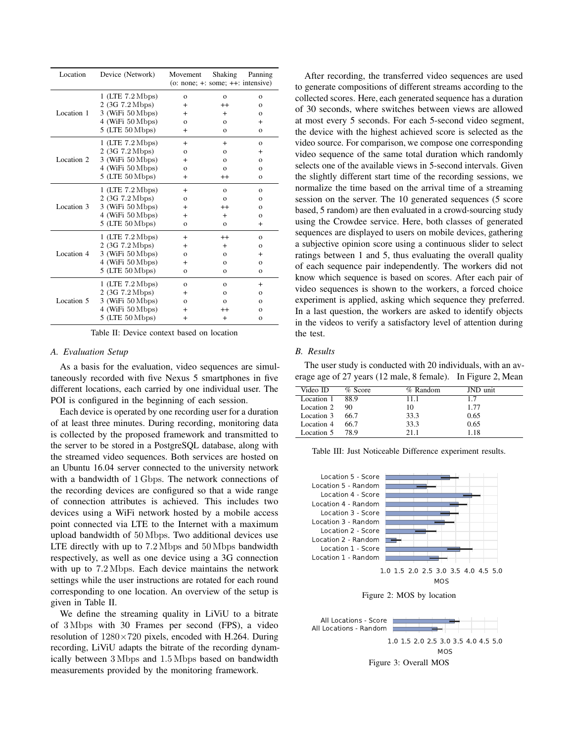| Location | Device (Network) | Movement | Shaking | Panning |
|---|---|---|---|---|
| | | (o: none; +: some; ++: intensive) | | |
| Location 1 | 1 (LTE 7.2 Mbps) | o | o | o |
| | 2 (3G 7.2 Mbps) | + | ++ | o |
| | 3 (WiFi 50 Mbps) | + | + | o |
| | 4 (WiFi 50 Mbps) | o | o | + |
| | 5 (LTE 50 Mbps) | + | o | o |
| Location 2 | 1 (LTE 7.2 Mbps) | + | + | o |
| | 2 (3G 7.2 Mbps) | o | o | + |
| | 3 (WiFi 50 Mbps) | + | o | o |
| | 4 (WiFi 50 Mbps) | o | o | o |
| | 5 (LTE 50 Mbps) | + | ++ | o |
| Location 3 | 1 (LTE 7.2 Mbps) | + | o | o |
| | 2 (3G 7.2 Mbps) | o | o | o |
| | 3 (WiFi 50 Mbps) | + | ++ | o |
| | 4 (WiFi 50 Mbps) | + | + | o |
| | 5 (LTE 50 Mbps) | o | o | + |
| Location 4 | 1 (LTE 7.2 Mbps) | + | ++ | o |
| | 2 (3G 7.2 Mbps) | + | + | o |
| | 3 (WiFi 50 Mbps) | o | o | + |
| | 4 (WiFi 50 Mbps) | + | o | o |
| | 5 (LTE 50 Mbps) | o | o | o |
| Location 5 | 1 (LTE 7.2 Mbps) | o | o | + |
| | 2 (3G 7.2 Mbps) | + | o | o |
| | 3 (WiFi 50 Mbps) | o | o | o |
| | 4 (WiFi 50 Mbps) | + | ++ | o |
| | 5 (LTE 50 Mbps) | + | + | o |

Table II: Device context based on location

### A. Evaluation Setup

As a basis for the evaluation, video sequences are simultaneously recorded with five Nexus 5 smartphones in five different locations, each carried by one individual user. The POI is configured in the beginning of each session.

Each device is operated by one recording user for a duration of at least three minutes. During recording, monitoring data is collected by the proposed framework and transmitted to the server to be stored in a PostgreSQL database, along with the streamed video sequences. Both services are hosted on an Ubuntu 16.04 server connected to the university network with a bandwidth of 1 Gbps. The network connections of the recording devices are configured so that a wide range of connection attributes is achieved. This includes two devices using a WiFi network hosted by a mobile access point connected via LTE to the Internet with a maximum upload bandwidth of 50 Mbps. Two additional devices use LTE directly with up to 7.2 Mbps and 50 Mbps bandwidth respectively, as well as one device using a 3G connection with up to 7.2 Mbps. Each device maintains the network settings while the user instructions are rotated for each round corresponding to one location. An overview of the setup is given in Table II.

We define the streaming quality in LiViU to a bitrate of 3 Mbps with 30 Frames per second (FPS), a video resolution of $1280 \times 720$ pixels, encoded with H.264. During recording, LiViU adapts the bitrate of the recording dynamically between 3 Mbps and 1.5 Mbps based on bandwidth measurements provided by the monitoring framework.

After recording, the transferred video sequences are used to generate compositions of different streams according to the collected scores. Here, each generated sequence has a duration of 30 seconds, where switches between views are allowed at most every 5 seconds. For each 5-second video segment, the device with the highest achieved score is selected as the video source. For comparison, we compose one corresponding video sequence of the same total duration which randomly selects one of the available views in 5-second intervals. Given the slightly different start time of the recording sessions, we normalize the time based on the arrival time of a streaming session on the server. The 10 generated sequences (5 score based, 5 random) are then evaluated in a crowd-sourcing study using the Crowdee service. Here, both classes of generated sequences are displayed to users on mobile devices, gathering a subjective opinion score using a continuous slider to select ratings between 1 and 5, thus evaluating the overall quality of each sequence pair independently. The workers did not know which sequence is based on scores. After each pair of video sequences is shown to the workers, a forced choice experiment is applied, asking which sequence they preferred. In a last question, the workers are asked to identify objects in the videos to verify a satisfactory level of attention during the test.

### B. Results

The user study is conducted with 20 individuals, with an average age of 27 years (12 male, 8 female). In Figure 2, Mean

| Video ID | % Score | % Random | JND unit |
|---|---|---|---|
| Location 1 | 88.9 | 11.1 | 1.7 |
| Location 2 | 90 | 10 | 1.77 |
| Location 3 | 66.7 | 33.3 | 0.65 |
| Location 4 | 66.7 | 33.3 | 0.65 |
| Location 5 | 78.9 | 21.1 | 1.18 |

Table III: Just Noticeable Difference experiment results.

Figure 2: MOS by location

Figure 3: Overall MOS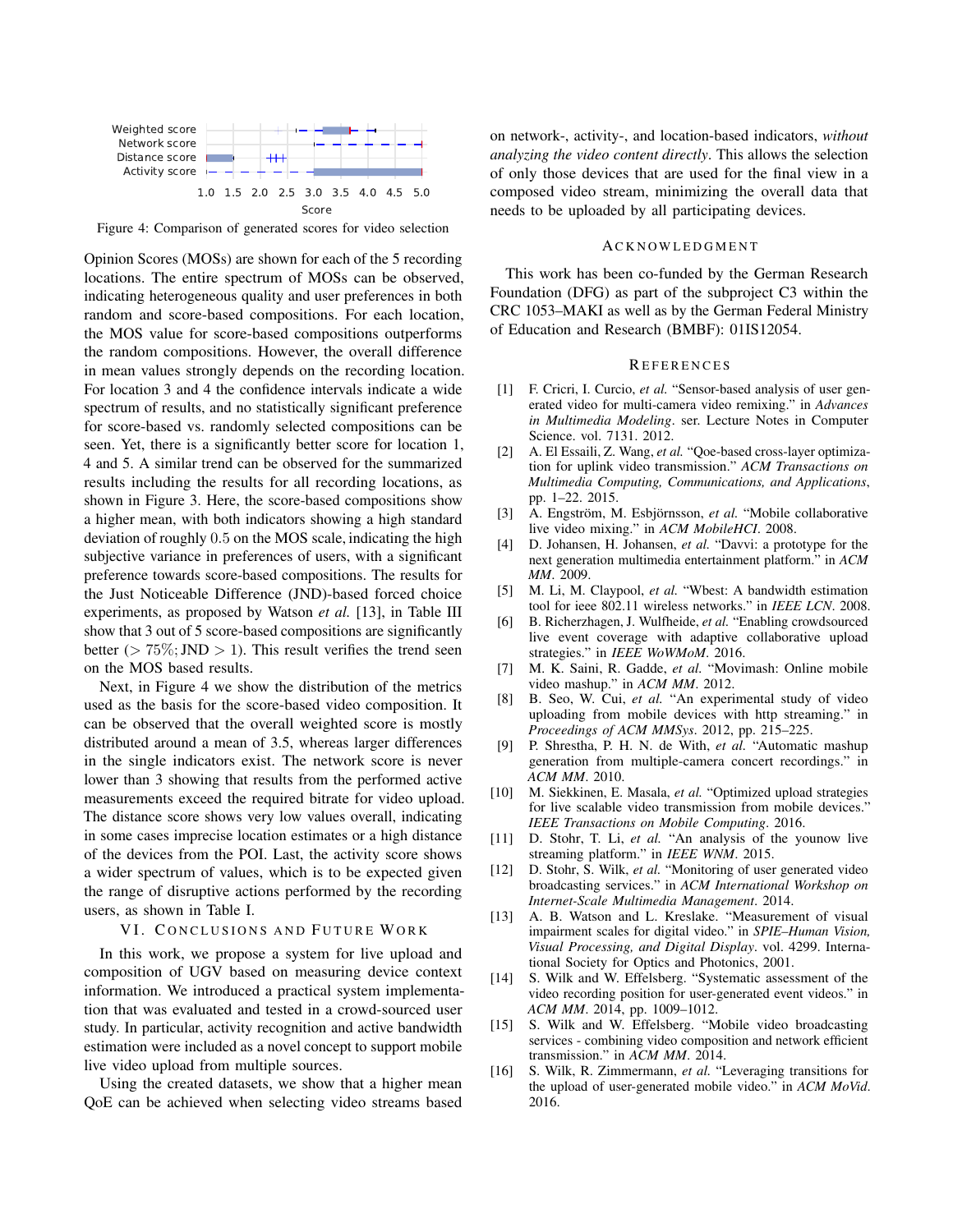Weighted score
Network score
Distance score
Activity score
1.0 1.5 2.0 2.5 3.0 3.5 4.0 4.5 5.0
Score

Figure 4: Comparison of generated scores for video selection

Opinion Scores (MOSs) are shown for each of the 5 recording locations. The entire spectrum of MOSs can be observed, indicating heterogeneous quality and user preferences in both random and score-based compositions. For each location, the MOS value for score-based compositions outperforms the random compositions. However, the overall difference in mean values strongly depends on the recording location. For location 3 and 4 the confidence intervals indicate a wide spectrum of results, and no statistically significant preference for score-based vs. randomly selected compositions can be seen. Yet, there is a significantly better score for location 1, 4 and 5. A similar trend can be observed for the summarized results including the results for all recording locations, as shown in Figure 3. Here, the score-based compositions show a higher mean, with both indicators showing a high standard deviation of roughly $0.5$ on the MOS scale, indicating the high subjective variance in preferences of users, with a significant preference towards score-based compositions. The results for the Just Noticeable Difference (JND)-based forced choice experiments, as proposed by Watson *et al.* [13], in Table III show that 3 out of 5 score-based compositions are significantly better ($> 75\%$; JND $> 1$). This result verifies the trend seen on the MOS based results.

Next, in Figure 4 we show the distribution of the metrics used as the basis for the score-based video composition. It can be observed that the overall weighted score is mostly distributed around a mean of 3.5, whereas larger differences in the single indicators exist. The network score is never lower than 3 showing that results from the performed active measurements exceed the required bitrate for video upload. The distance score shows very low values overall, indicating in some cases imprecise location estimates or a high distance of the devices from the POI. Last, the activity score shows a wider spectrum of values, which is to be expected given the range of disruptive actions performed by the recording users, as shown in Table I.

## VI. Conclusions and Future Work

In this work, we propose a system for live upload and composition of UGV based on measuring device context information. We introduced a practical system implementation that was evaluated and tested in a crowd-sourced user study. In particular, activity recognition and active bandwidth estimation were included as a novel concept to support mobile live video upload from multiple sources.

Using the created datasets, we show that a higher mean QoE can be achieved when selecting video streams based on network-, activity-, and location-based indicators, *without analyzing the video content directly*. This allows the selection of only those devices that are used for the final view in a composed video stream, minimizing the overall data that needs to be uploaded by all participating devices.

## Acknowledgment

This work has been co-funded by the German Research Foundation (DFG) as part of the subproject C3 within the CRC 1053–MAKI as well as by the German Federal Ministry of Education and Research (BMBF): 01IS12054.

## References

[1] F. Cricri, I. Curcio, *et al.* "Sensor-based analysis of user generated video for multi-camera video remixing." in *Advances in Multimedia Modeling*. ser. Lecture Notes in Computer Science. vol. 7131. 2012.

[2] A. El Essaili, Z. Wang, *et al.* "Qoe-based cross-layer optimization for uplink video transmission." *ACM Transactions on Multimedia Computing, Communications, and Applications*, pp. 1–22. 2015.

[3] A. Engström, M. Esbjörnsson, *et al.* "Mobile collaborative live video mixing." in *ACM MobileHCI*. 2008.

[4] D. Johansen, H. Johansen, *et al.* "Davvi: a prototype for the next generation multimedia entertainment platform." in *ACM MM*. 2009.

[5] M. Li, M. Claypool, *et al.* "Wbest: A bandwidth estimation tool for ieee 802.11 wireless networks." in *IEEE LCN*. 2008.

[6] B. Richerzhagen, J. Wulfheide, *et al.* "Enabling crowdsourced live event coverage with adaptive collaborative upload strategies." in *IEEE WoWMoM*. 2016.

[7] M. K. Saini, R. Gadde, *et al.* "Movimash: Online mobile video mashup." in *ACM MM*. 2012.

[8] B. Seo, W. Cui, *et al.* "An experimental study of video uploading from mobile devices with http streaming." in *Proceedings of ACM MMSys*. 2012, pp. 215–225.

[9] P. Shrestha, P. H. N. de With, *et al.* "Automatic mashup generation from multiple-camera concert recordings." in *ACM MM*. 2010.

[10] M. Siekkinen, E. Masala, *et al.* "Optimized upload strategies for live scalable video transmission from mobile devices." *IEEE Transactions on Mobile Computing*. 2016.

[11] D. Stohr, T. Li, *et al.* "An analysis of the younow live streaming platform." in *IEEE WNM*. 2015.

[12] D. Stohr, S. Wilk, *et al.* "Monitoring of user generated video broadcasting services." in *ACM International Workshop on Internet-Scale Multimedia Management*. 2014.

[13] A. B. Watson and L. Kreslake. "Measurement of visual impairment scales for digital video." in *SPIE–Human Vision, Visual Processing, and Digital Display*. vol. 4299. International Society for Optics and Photonics, 2001.

[14] S. Wilk and W. Effelsberg. "Systematic assessment of the video recording position for user-generated event videos." in *ACM MM*. 2014, pp. 1009–1012.

[15] S. Wilk and W. Effelsberg. "Mobile video broadcasting services - combining video composition and network efficient transmission." in *ACM MM*. 2014.

[16] S. Wilk, R. Zimmermann, *et al.* "Leveraging transitions for the upload of user-generated mobile video." in *ACM MoVid*. 2016.